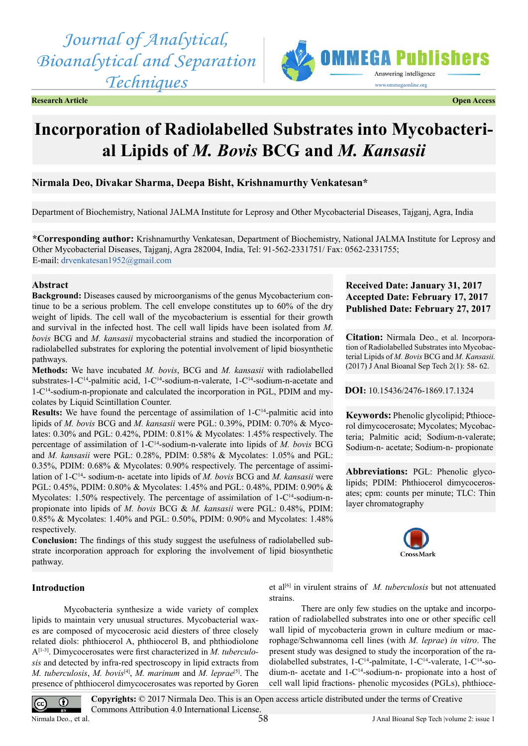Journal of Analytical, Bioanalytical and Separation Techniques

**Research Article** **Open Access**

# Incorporation of Radiolabelled Substrates into Mycobacterial Lipids of *M. Bovis* BCG and *M. Kansasii*

**Nirmala Deo, Divakar Sharma, Deepa Bisht, Krishnamurthy Venkatesan***

Department of Biochemistry, National JALMA Institute for Leprosy and Other Mycobacterial Diseases, Tajganj, Agra, India

***Corresponding author:** Krishnamurthy Venkatesan, Department of Biochemistry, National JALMA Institute for Leprosy and Other Mycobacterial Diseases, Tajganj, Agra 282004, India, Tel: 91-562-2331751/ Fax: 0562-2331755;
E-mail: drvenkatesan1952@gmail.com

## Abstract

**Background:** Diseases caused by microorganisms of the genus Mycobacterium continue to be a serious problem. The cell envelope constitutes up to 60% of the dry weight of lipids. The cell wall of the mycobacterium is essential for their growth and survival in the infected host. The cell wall lipids have been isolated from *M. bovis* BCG and *M. kansasii* mycobacterial strains and studied the incorporation of radiolabelled substrates for exploring the potential involvement of lipid biosynthetic pathways.

**Methods:** We have incubated *M. bovis*, BCG and *M. kansasii* with radiolabelled substrates-1-$C^{14}$-palmitic acid, 1-$C^{14}$-sodium-n-valerate, 1-$C^{14}$-sodium-n-acetate and 1-$C^{14}$-sodium-n-propionate and calculated the incorporation in PGL, PDIM and mycolates by Liquid Scintillation Counter.

**Results:** We have found the percentage of assimilation of 1-$C^{14}$-palmitic acid into lipids of *M. bovis* BCG and *M. kansasii* were PGL: 0.39%, PDIM: 0.70% & Mycolates: 0.30% and PGL: 0.42%, PDIM: 0.81% & Mycolates: 1.45% respectively. The percentage of assimilation of 1-$C^{14}$-sodium-n-valerate into lipids of *M. bovis* BCG and *M. kansasii* were PGL: 0.28%, PDIM: 0.58% & Mycolates: 1.05% and PGL: 0.35%, PDIM: 0.68% & Mycolates: 0.90% respectively. The percentage of assimilation of 1-$C^{14}$- sodium-n- acetate into lipids of *M. bovis* BCG and *M. kansasii* were PGL: 0.45%, PDIM: 0.80% & Mycolates: 1.45% and PGL: 0.48%, PDIM: 0.90% & Mycolates: 1.50% respectively. The percentage of assimilation of 1-$C^{14}$-sodium-n-propionate into lipids of *M. bovis* BCG & *M. kansasii* were PGL: 0.48%, PDIM: 0.85% & Mycolates: 1.40% and PGL: 0.50%, PDIM: 0.90% and Mycolates: 1.48% respectively.

**Conclusion:** The findings of this study suggest the usefulness of radiolabelled substrate incorporation approach for exploring the involvement of lipid biosynthetic pathway.

**Received Date: January 31, 2017**
**Accepted Date: February 17, 2017**
**Published Date: February 27, 2017**

**Citation:** Nirmala Deo., et al. Incorporation of Radiolabelled Substrates into Mycobacterial Lipids of *M. Bovis* BCG and *M. Kansasii.* (2017) J Anal Bioanal Sep Tech 2(1): 58- 62.

**DOI:** 10.15436/2476-1869.17.1324

**Keywords:** Phenolic glycolipid; Pthiocerol dimycocerosate; Mycolates; Mycobacteria; Palmitic acid; Sodium-n-valerate; Sodium-n- acetate; Sodium-n- propionate

**Abbreviations:** PGL: Phenolic glycolipids; PDIM: Phthiocerol dimycocerosates; cpm: counts per minute; TLC: Thin layer chromatography

## Introduction

Mycobacteria synthesize a wide variety of complex lipids to maintain very unusual structures. Mycobacterial waxes are composed of mycocerosic acid diesters of three closely related diols: phthiocerol A, phthiocerol B, and phthiodiolone A[1-3]. Dimycocerosates were first characterized in *M. tuberculosis* and detected by infra-red spectroscopy in lipid extracts from *M. tuberculosis*, *M. bovis*[4], *M. marinum* and *M. leprae*[5]. The presence of phthiocerol dimycocerosates was reported by Goren et al[6] in virulent strains of *M. tuberculosis* but not attenuated strains.

There are only few studies on the uptake and incorporation of radiolabelled substrates into one or other specific cell wall lipid of mycobacteria grown in culture medium or macrophage/Schwannoma cell lines (with *M. leprae*) *in vitro*. The present study was designed to study the incorporation of the radiolabelled substrates, 1-$C^{14}$-palmitate, 1-$C^{14}$-valerate, 1-$C^{14}$-sodium-n- acetate and 1-$C^{14}$-sodium-n- propionate into a host of cell wall lipid fractions- phenolic mycosides (PGLs), phthioce-

**Copyrights:** © 2017 Nirmala Deo. This is an Open access article distributed under the terms of Creative Commons Attribution 4.0 International License.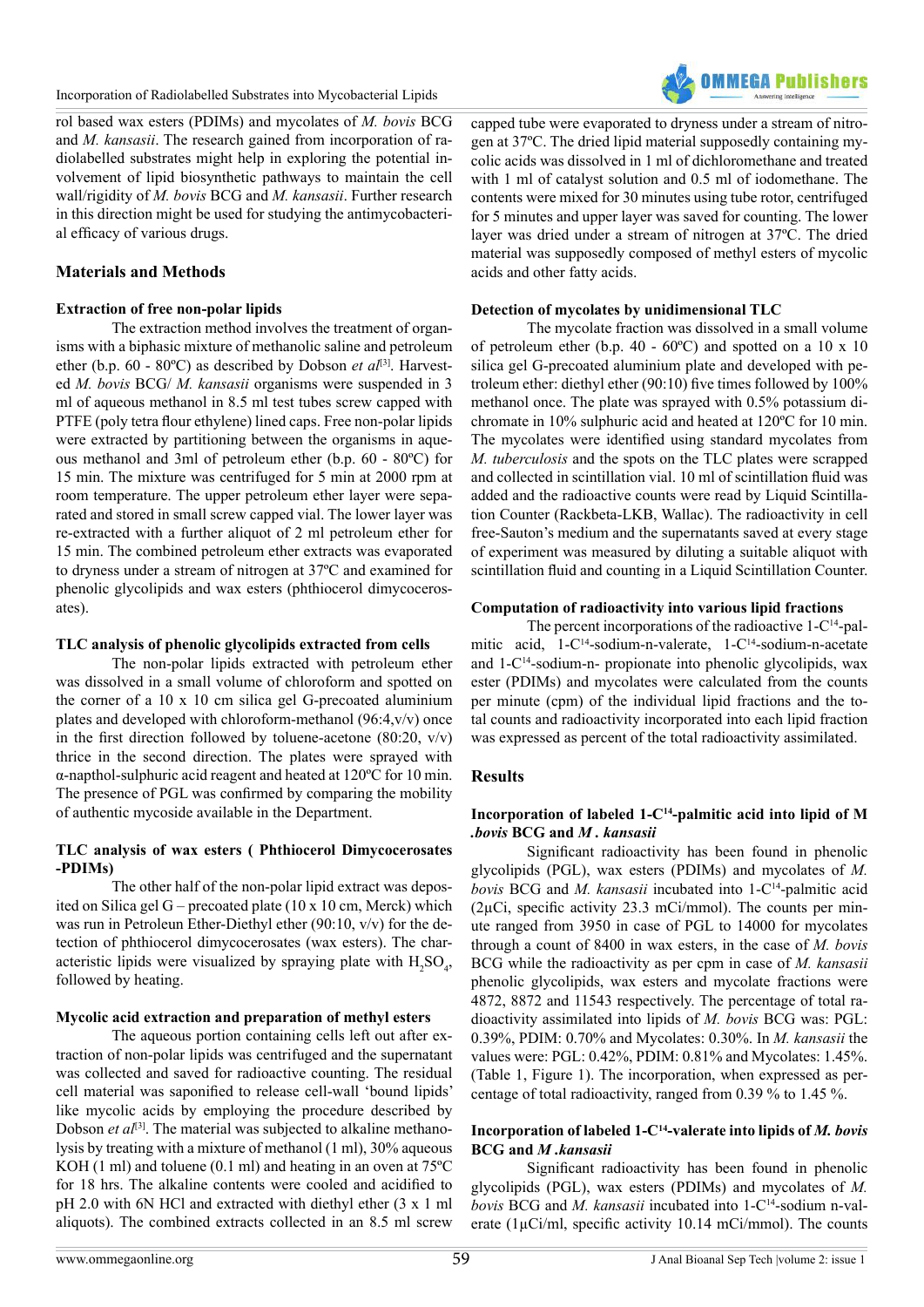rol based wax esters (PDIMs) and mycolates of *M. bovis* BCG and *M. kansasii*. The research gained from incorporation of radiolabelled substrates might help in exploring the potential involvement of lipid biosynthetic pathways to maintain the cell wall/rigidity of *M. bovis* BCG and *M. kansasii*. Further research in this direction might be used for studying the antimycobacterial efficacy of various drugs.

## Materials and Methods

### Extraction of free non-polar lipids

The extraction method involves the treatment of organisms with a biphasic mixture of methanolic saline and petroleum ether (b.p. 60 - 80ºC) as described by Dobson *et al*[3]. Harvested *M. bovis* BCG/ *M. kansasii* organisms were suspended in 3 ml of aqueous methanol in 8.5 ml test tubes screw capped with PTFE (poly tetra flour ethylene) lined caps. Free non-polar lipids were extracted by partitioning between the organisms in aqueous methanol and 3ml of petroleum ether (b.p. 60 - 80ºC) for 15 min. The mixture was centrifuged for 5 min at 2000 rpm at room temperature. The upper petroleum ether layer were separated and stored in small screw capped vial. The lower layer was re-extracted with a further aliquot of 2 ml petroleum ether for 15 min. The combined petroleum ether extracts was evaporated to dryness under a stream of nitrogen at 37ºC and examined for phenolic glycolipids and wax esters (phthiocerol dimycocerosates).

### TLC analysis of phenolic glycolipids extracted from cells

The non-polar lipids extracted with petroleum ether was dissolved in a small volume of chloroform and spotted on the corner of a 10 x 10 cm silica gel G-precoated aluminium plates and developed with chloroform-methanol (96:4,v/v) once in the first direction followed by toluene-acetone (80:20, v/v) thrice in the second direction. The plates were sprayed with α-napthol-sulphuric acid reagent and heated at 120ºC for 10 min. The presence of PGL was confirmed by comparing the mobility of authentic mycoside available in the Department.

### TLC analysis of wax esters ( Phthiocerol Dimycocerosates -PDIMs)

The other half of the non-polar lipid extract was deposited on Silica gel G – precoated plate (10 x 10 cm, Merck) which was run in Petroleun Ether-Diethyl ether (90:10, v/v) for the detection of phthiocerol dimycocerosates (wax esters). The characteristic lipids were visualized by spraying plate with $H_2SO_4$, followed by heating.

### Mycolic acid extraction and preparation of methyl esters

The aqueous portion containing cells left out after extraction of non-polar lipids was centrifuged and the supernatant was collected and saved for radioactive counting. The residual cell material was saponified to release cell-wall 'bound lipids' like mycolic acids by employing the procedure described by Dobson *et al*[3]. The material was subjected to alkaline methanolysis by treating with a mixture of methanol (1 ml), 30% aqueous KOH (1 ml) and toluene (0.1 ml) and heating in an oven at 75ºC for 18 hrs. The alkaline contents were cooled and acidified to pH 2.0 with 6N HCl and extracted with diethyl ether (3 x 1 ml aliquots). The combined extracts collected in an 8.5 ml screw capped tube were evaporated to dryness under a stream of nitrogen at 37ºC. The dried lipid material supposedly containing mycolic acids was dissolved in 1 ml of dichloromethane and treated with 1 ml of catalyst solution and 0.5 ml of iodomethane. The contents were mixed for 30 minutes using tube rotor, centrifuged for 5 minutes and upper layer was saved for counting. The lower layer was dried under a stream of nitrogen at 37ºC. The dried material was supposedly composed of methyl esters of mycolic acids and other fatty acids.

### Detection of mycolates by unidimensional TLC

The mycolate fraction was dissolved in a small volume of petroleum ether (b.p. 40 - 60ºC) and spotted on a 10 x 10 silica gel G-precoated aluminium plate and developed with petroleum ether: diethyl ether (90:10) five times followed by 100% methanol once. The plate was sprayed with 0.5% potassium dichromate in 10% sulphuric acid and heated at 120ºC for 10 min. The mycolates were identified using standard mycolates from *M. tuberculosis* and the spots on the TLC plates were scrapped and collected in scintillation vial. 10 ml of scintillation fluid was added and the radioactive counts were read by Liquid Scintillation Counter (Rackbeta-LKB, Wallac). The radioactivity in cell free-Sauton's medium and the supernatants saved at every stage of experiment was measured by diluting a suitable aliquot with scintillation fluid and counting in a Liquid Scintillation Counter.

### Computation of radioactivity into various lipid fractions

The percent incorporations of the radioactive 1-$C^{14}$-palmitic acid, 1-$C^{14}$-sodium-n-valerate, 1-$C^{14}$-sodium-n-acetate and 1-$C^{14}$-sodium-n- propionate into phenolic glycolipids, wax ester (PDIMs) and mycolates were calculated from the counts per minute (cpm) of the individual lipid fractions and the total counts and radioactivity incorporated into each lipid fraction was expressed as percent of the total radioactivity assimilated.

## Results

### Incorporation of labeled 1-$C^{14}$-palmitic acid into lipid of *M .bovis* BCG and *M . kansasii*

Significant radioactivity has been found in phenolic glycolipids (PGL), wax esters (PDIMs) and mycolates of *M. bovis* BCG and *M. kansasii* incubated into 1-$C^{14}$-palmitic acid (2μCi, specific activity 23.3 mCi/mmol). The counts per minute ranged from 3950 in case of PGL to 14000 for mycolates through a count of 8400 in wax esters, in the case of *M. bovis* BCG while the radioactivity as per cpm in case of *M. kansasii* phenolic glycolipids, wax esters and mycolate fractions were 4872, 8872 and 11543 respectively. The percentage of total radioactivity assimilated into lipids of *M. bovis* BCG was: PGL: 0.39%, PDIM: 0.70% and Mycolates: 0.30%. In *M. kansasii* the values were: PGL: 0.42%, PDIM: 0.81% and Mycolates: 1.45%. (Table 1, Figure 1). The incorporation, when expressed as percentage of total radioactivity, ranged from 0.39 % to 1.45 %.

### Incorporation of labeled 1-$C^{14}$-valerate into lipids of *M. bovis* BCG and *M .kansasii*

Significant radioactivity has been found in phenolic glycolipids (PGL), wax esters (PDIMs) and mycolates of *M. bovis* BCG and *M. kansasii* incubated into 1-$C^{14}$-sodium n-valerate (1μCi/ml, specific activity 10.14 mCi/mmol). The counts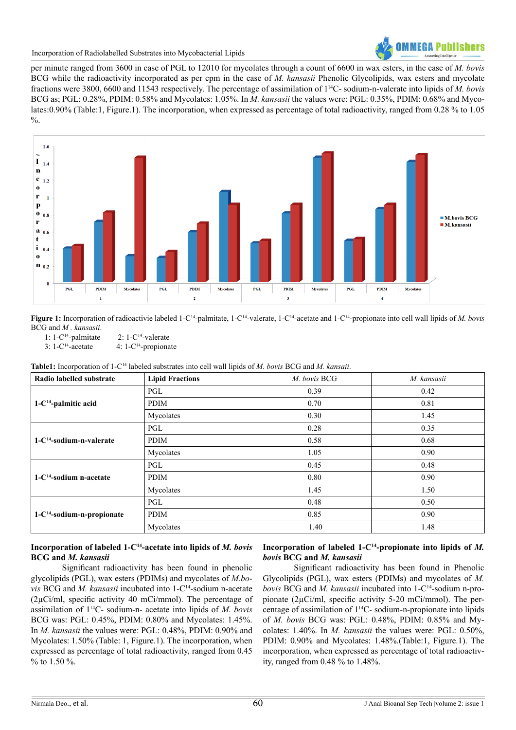per minute ranged from 3600 in case of PGL to 12010 for mycolates through a count of 6600 in wax esters, in the case of *M. bovis* BCG while the radioactivity incorporated as per cpm in the case of *M. kansasii* Phenolic Glycolipids, wax esters and mycolate fractions were 3800, 6600 and 11543 respectively. The percentage of assimilation of $1^{14}$C- sodium-n-valerate into lipids of *M. bovis* BCG as; PGL: 0.28%, PDIM: 0.58% and Mycolates: 1.05%. In *M. kansasii* the values were: PGL: 0.35%, PDIM: 0.68% and Mycolates:0.90% (Table:1, Figure.1). The incorporation, when expressed as percentage of total radioactivity, ranged from 0.28 % to 1.05 %.

**Figure 1:** Incorporation of radioactivie labeled 1-$C^{14}$-palmitate, 1-$C^{14}$-valerate, 1-$C^{14}$-acetate and 1-$C^{14}$-propionate into cell wall lipids of *M. bovis* BCG and *M . kansasii*.

1: 1-$C^{14}$-palmitate     2: 1-$C^{14}$-valerate
3: 1-$C^{14}$-acetate     4: 1-$C^{14}$-propionate

**Table1:** Incorporation of 1-$C^{14}$ labeled substrates into cell wall lipids of *M. bovis* BCG and *M. kansaii*.

| Radio labelled substrate | Lipid Fractions | *M. bovis* BCG | *M. kansasii* |
|---|---|---|---|
| **1-$C^{14}$-palmitic acid** | PGL | 0.39 | 0.42 |
| | PDIM | 0.70 | 0.81 |
| | Mycolates | 0.30 | 1.45 |
| **1-$C^{14}$-sodium-n-valerate** | PGL | 0.28 | 0.35 |
| | PDIM | 0.58 | 0.68 |
| | Mycolates | 1.05 | 0.90 |
| **1-$C^{14}$-sodium n-acetate** | PGL | 0.45 | 0.48 |
| | PDIM | 0.80 | 0.90 |
| | Mycolates | 1.45 | 1.50 |
| **1-$C^{14}$-sodium-n-propionate** | PGL | 0.48 | 0.50 |
| | PDIM | 0.85 | 0.90 |
| | Mycolates | 1.40 | 1.48 |

### Incorporation of labeled 1-$C^{14}$-acetate into lipids of *M. bovis* BCG and *M. kansasii*

Significant radioactivity has been found in phenolic glycolipids (PGL), wax esters (PDIMs) and mycolates of *M.bovis* BCG and *M. kansasii* incubated into 1-$C^{14}$-sodium n-acetate (2µCi/ml, specific activity 40 mCi/mmol). The percentage of assimilation of $1^{14}$C- sodium-n- acetate into lipids of *M. bovis* BCG was: PGL: 0.45%, PDIM: 0.80% and Mycolates: 1.45%. In *M. kansasii* the values were: PGL: 0.48%, PDIM: 0.90% and Mycolates: 1.50% (Table: 1, Figure.1). The incorporation, when expressed as percentage of total radioactivity, ranged from 0.45 % to 1.50 %.

### Incorporation of labeled 1-$C^{14}$-propionate into lipids of *M. bovis* BCG and *M. kansasii*

Significant radioactivity has been found in Phenolic Glycolipids (PGL), wax esters (PDIMs) and mycolates of *M. bovis* BCG and *M. kansasii* incubated into 1-$C^{14}$-sodium n-propionate (2µCi/ml, specific activity 5-20 mCi/mmol). The percentage of assimilation of $1^{14}$C- sodium-n-propionate into lipids of *M. bovis* BCG was: PGL: 0.48%, PDIM: 0.85% and Mycolates: 1.40%. In *M. kansasii* the values were: PGL: 0.50%, PDIM: 0.90% and Mycolates: 1.48%.(Table:1, Figure.1). The incorporation, when expressed as percentage of total radioactivity, ranged from 0.48 % to 1.48%.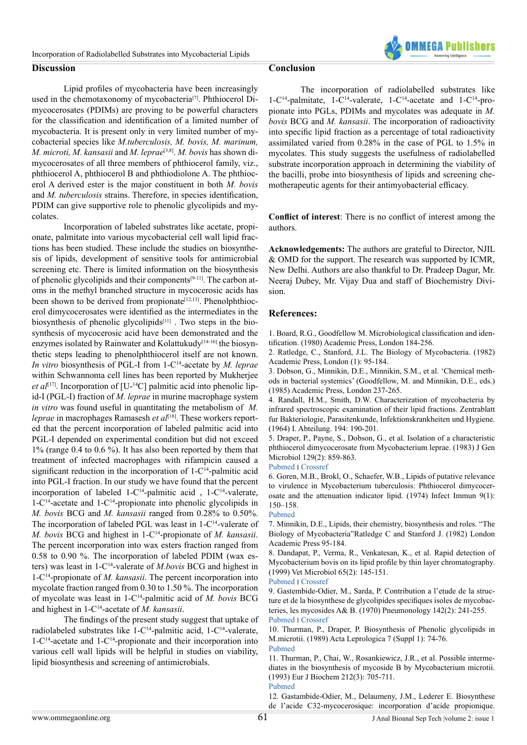## Discussion

Lipid profiles of mycobacteria have been increasingly used in the chemotaxonomy of mycobacteria[7]. Phthiocerol Dimycocerosates (PDIMs) are proving to be powerful characters for the classification and identification of a limited number of mycobacteria. It is present only in very limited number of mycobacterial species like *M.tuberculosis, M. bovis, M. marinum, M. microti, M. kansasii* and *M. leprae*[3,8]. *M. bovis* has shown dimycocerosates of all three members of phthiocerol family, viz., phthiocerol A, phthiocerol B and phthiodiolone A. The phthiocerol A derived ester is the major constituent in both *M. bovis* and *M. tuberculosis* strains. Therefore, in species identification, PDIM can give supportive role to phenolic glycolipids and mycolates.

Incorporation of labeled substrates like acetate, propionate, palmitate into various mycobacterial cell wall lipid fractions has been studied. These include the studies on biosynthesis of lipids, development of sensitive tools for antimicrobial screening etc. There is limited information on the biosynthesis of phenolic glycolipids and their components[9-11]. The carbon atoms in the methyl branched structure in mycocerosic acids has been shown to be derived from propionate[12,13]. Phenolphthiocerol dimycocerosates were identified as the intermediates in the biosynthesis of phenolic glycolipids[11] . Two steps in the biosynthesis of mycocerosic acid have been demonstrated and the enzymes isolated by Rainwater and Kolattukudy[14-16] the biosynthetic steps leading to phenolphthiocerol itself are not known. *In vitro* biosynthesis of PGL-1 from 1-$C^{14}$-acetate by *M. leprae* within Schwannoma cell lines has been reported by Mukherjee *et al*[17]. Incorporation of [U-$^{14}$C] palmitic acid into phenolic lipid-I (PGL-I) fraction of *M. leprae* in murine macrophage system *in vitro* was found useful in quantitating the metabolism of *M. leprae* in macrophages Ramasesh *et al*[18]. These workers reported that the percent incorporation of labeled palmitic acid into PGL-I depended on experimental condition but did not exceed 1% (range 0.4 to 0.6 %). It has also been reported by them that treatment of infected macrophages with rifampicin caused a significant reduction in the incorporation of 1-$C^{14}$-palmitic acid into PGL-I fraction. In our study we have found that the percent incorporation of labeled 1-$C^{14}$-palmitic acid , 1-$C^{14}$-valerate, 1-$C^{14}$-acetate and 1-$C^{14}$-propionate into phenolic glycolipids in *M. bovis* BCG and *M. kansasii* ranged from 0.28% to 0.50%. The incorporation of labeled PGL was least in 1-$C^{14}$-valerate of *M. bovis* BCG and highest in 1-$C^{14}$-propionate of *M. kansasii*. The percent incorporation into wax esters fraction ranged from 0.58 to 0.90 %. The incorporation of labeled PDIM (wax esters) was least in 1-$C^{14}$-valerate of *M.bovis* BCG and highest in 1-$C^{14}$-propionate of *M. kansasii*. The percent incorporation into mycolate fraction ranged from 0.30 to 1.50 %. The incorporation of mycolate was least in 1-$C^{14}$-palmitic acid of *M. bovis* BCG and highest in 1-$C^{14}$-acetate of *M. kansasii*.

The findings of the present study suggest that uptake of radiolabelled substrates like 1-$C^{14}$-palmitic acid, 1-$C^{14}$-valerate, 1-$C^{14}$-acetate and 1-$C^{14}$-propionate and their incorporation into various cell wall lipids will be helpful in studies on viability, lipid biosynthesis and screening of antimicrobials.

## Conclusion

The incorporation of radiolabelled substrates like 1-$C^{14}$-palmitate, 1-$C^{14}$-valerate, 1-$C^{14}$-acetate and 1-$C^{14}$-propionate into PGLs, PDIMs and mycolates was adequate in *M. bovis* BCG and *M. kansasii*. The incorporation of radioactivity into specific lipid fraction as a percentage of total radioactivity assimilated varied from 0.28% in the case of PGL to 1.5% in mycolates. This study suggests the usefulness of radiolabelled substrate incorporation approach in determining the viability of the bacilli, probe into biosynthesis of lipids and screening chemotherapeutic agents for their antimyobacterial efficacy.

**Conflict of interest**: There is no conflict of interest among the authors.

**Acknowledgements:** The authors are grateful to Director, NJIL & OMD for the support. The research was supported by ICMR, New Delhi. Authors are also thankful to Dr. Pradeep Dagur, Mr. Neeraj Dubey, Mr. Vijay Dua and staff of Biochemistry Division.

## References:

1. Board, R.G., Goodfellow M. Microbiological classification and identification. (1980) Academic Press, London 184-256.
2. Ratledge, C., Stanford, J.L. The Biology of Mycobacteria. (1982) Academic Press, London (1): 95-184.
3. Dobson, G., Minnikin, D.E., Minnikin, S.M., et al. 'Chemical methods in bacterial systemics' (Goodfellow, M. and Minnikin, D.E., eds.) (1985) Academic Press, London 237-265.
4. Randall, H.M., Smith, D.W. Characterization of mycobacteria by infrared spectroscopic examination of their lipid fractions. Zentrablatt fur Bakteriologie, Parasitenkunde, Infektionskrankheiten und Hygiene. (1964) I. Abteilung. 194: 190-201.
5. Draper, P., Payne, S., Dobson, G., et al. Isolation of a characteristic phthiocerol dimycocerosate from Mycobacterium leprae. (1983) J Gen Microbiol 129(2): 859-863.
Pubmed | Crossref
6. Goren, M.B., Brokl, O., Schaefer, W.B., Lipids of putative relevance to virulence in Mycobacterium tuberculosis: Phthiocerol dimycocerosate and the attenuation indicator lipid. (1974) Infect Immun 9(1): 150–158.
Pubmed
7. Minnikin, D.E., Lipids, their chemistry, biosynthesis and roles. "The Biology of Mycobacteria"Ratledge C and Stanford J. (1982) London Academic Press 95-184.
8. Dandapat, P., Verma, R., Venkatesan, K., et al. Rapid detection of Mycobacterium bovis on its lipid profile by thin layer chromatography. (1999) Vet Microbiol 65(2): 145-151.
Pubmed | Crossref
9. Gastambide-Odier, M., Sarda, P. Contribution a l'etude de la structure et de la biosynthese de glycolipides specifiques isoles de mycobacteries, les mycosides A& B. (1970) Pneumonology 142(2): 241-255.
Pubmed | Crossref
10. Thurman, P., Draper, P. Biosynthesis of Phenolic glycolipids in M.microtii. (1989) Acta Leprologica 7 (Suppl 1): 74-76.
Pubmed
11. Thurman, P., Chai, W., Rosankiewicz, J.R., et al. Possible intermediates in the biosynthesis of mycoside B by Mycobacterium microtii. (1993) Eur J Biochem 212(3): 705-711.
Pubmed
12. Gastambide-Odier, M., Delaumeny, J.M., Lederer E. Biosynthese de l'acide C32-mycocerosique: incorporation d'acide propionique.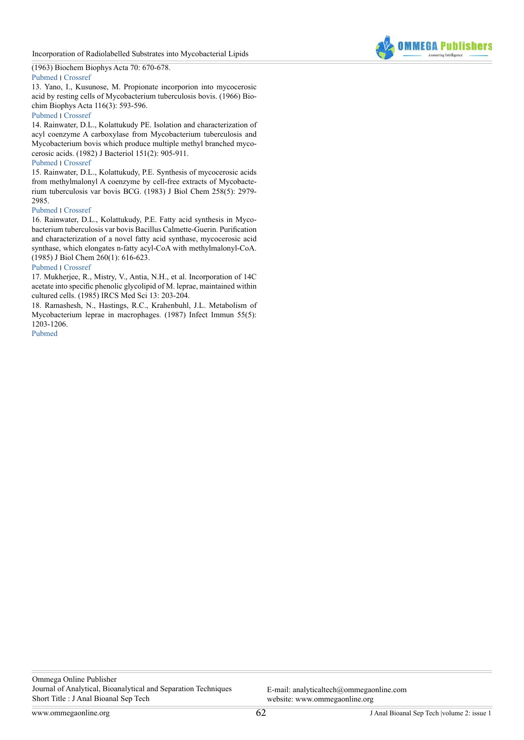(1963) Biochem Biophys Acta 70: 670-678.
Pubmed | Crossref

13. Yano, I., Kusunose, M. Propionate incorporion into mycocerosic acid by resting cells of Mycobacterium tuberculosis bovis. (1966) Biochim Biophys Acta 116(3): 593-596.
Pubmed | Crossref

14. Rainwater, D.L., Kolattukudy PE. Isolation and characterization of acyl coenzyme A carboxylase from Mycobacterium tuberculosis and Mycobacterium bovis which produce multiple methyl branched mycocerosic acids. (1982) J Bacteriol 151(2): 905-911.
Pubmed | Crossref

15. Rainwater, D.L., Kolattukudy, P.E. Synthesis of mycocerosic acids from methylmalonyl A coenzyme by cell-free extracts of Mycobacterium tuberculosis var bovis BCG. (1983) J Biol Chem 258(5): 2979-2985.
Pubmed | Crossref

16. Rainwater, D.L., Kolattukudy, P.E. Fatty acid synthesis in Mycobacterium tuberculosis var bovis Bacillus Calmette-Guerin. Purification and characterization of a novel fatty acid synthase, mycocerosic acid synthase, which elongates n-fatty acyl-CoA with methylmalonyl-CoA. (1985) J Biol Chem 260(1): 616-623.
Pubmed | Crossref

17. Mukherjee, R., Mistry, V., Antia, N.H., et al. Incorporation of 14C acetate into specific phenolic glycolipid of M. leprae, maintained within cultured cells. (1985) IRCS Med Sci 13: 203-204.

18. Ramashesh, N., Hastings, R.C., Krahenbuhl, J.L. Metabolism of Mycobacterium leprae in macrophages. (1987) Infect Immun 55(5): 1203-1206.
Pubmed

Ommega Online Publisher
Journal of Analytical, Bioanalytical and Separation Techniques
Short Title : J Anal Bioanal Sep Tech

E-mail: analyticaltech@ommegaonline.com
website: www.ommegaonline.org